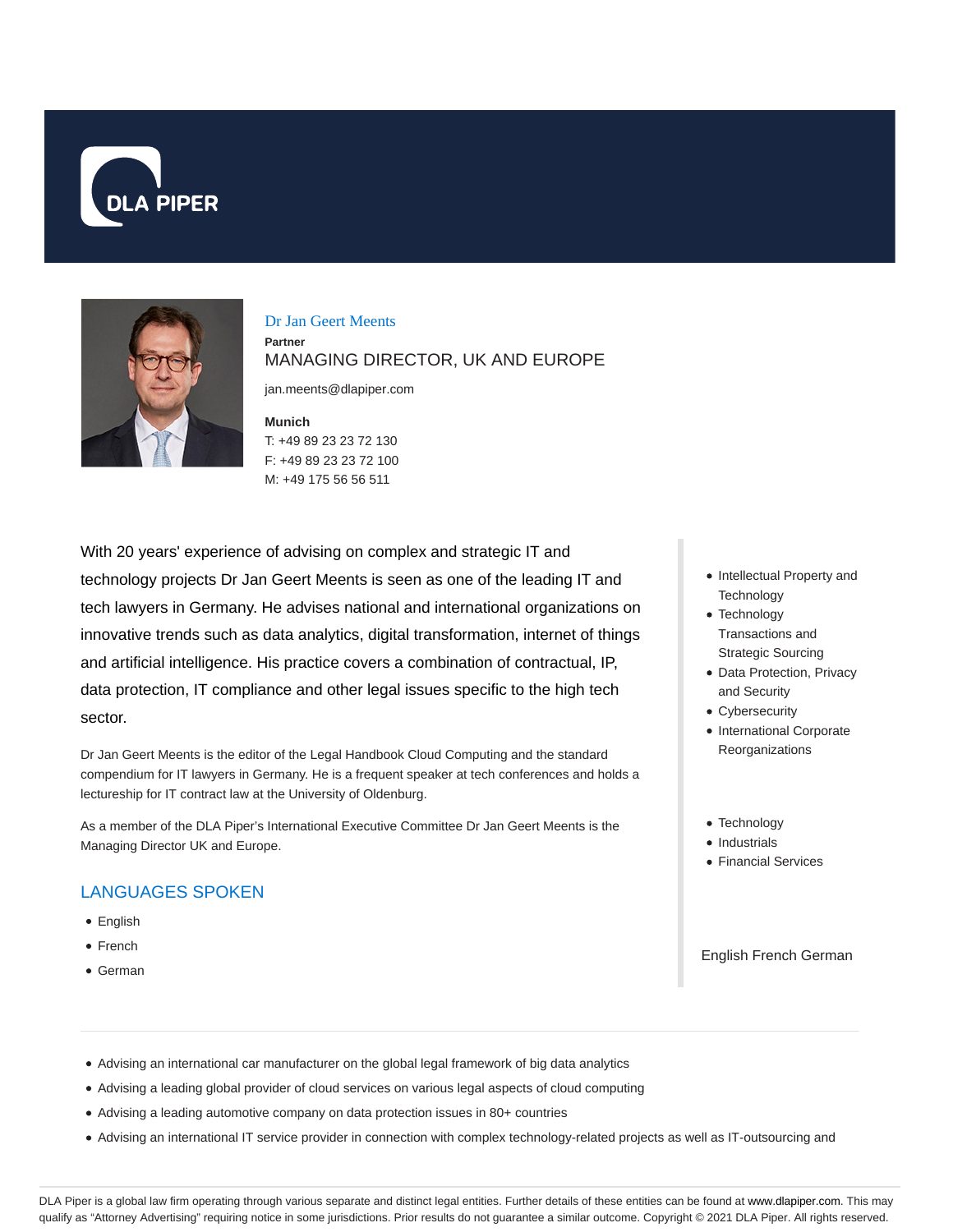DLA PIPER

# Dr Jan Geert Meents

**Partner**

MANAGING DIRECTOR, UK AND EUROPE

jan.meents@dlapiper.com

**Munich**

T: +49 89 23 23 72 130

F: +49 89 23 23 72 100

M: +49 175 56 56 511

With 20 years' experience of advising on complex and strategic IT and technology projects Dr Jan Geert Meents is seen as one of the leading IT and tech lawyers in Germany. He advises national and international organizations on innovative trends such as data analytics, digital transformation, internet of things and artificial intelligence. His practice covers a combination of contractual, IP, data protection, IT compliance and other legal issues specific to the high tech sector.

Dr Jan Geert Meents is the editor of the Legal Handbook Cloud Computing and the standard compendium for IT lawyers in Germany. He is a frequent speaker at tech conferences and holds a lectureship for IT contract law at the University of Oldenburg.

As a member of the DLA Piper's International Executive Committee Dr Jan Geert Meents is the Managing Director UK and Europe.

## LANGUAGES SPOKEN

- English
- French
- German

- Intellectual Property and Technology
- Technology Transactions and Strategic Sourcing
- Data Protection, Privacy and Security
- Cybersecurity
- International Corporate Reorganizations

- Technology
- Industrials
- Financial Services

English French German

- Advising an international car manufacturer on the global legal framework of big data analytics
- Advising a leading global provider of cloud services on various legal aspects of cloud computing
- Advising a leading automotive company on data protection issues in 80+ countries
- Advising an international IT service provider in connection with complex technology-related projects as well as IT-outsourcing and

DLA Piper is a global law firm operating through various separate and distinct legal entities. Further details of these entities can be found at www.dlapiper.com. This may qualify as "Attorney Advertising" requiring notice in some jurisdictions. Prior results do not guarantee a similar outcome. Copyright © 2021 DLA Piper. All rights reserved.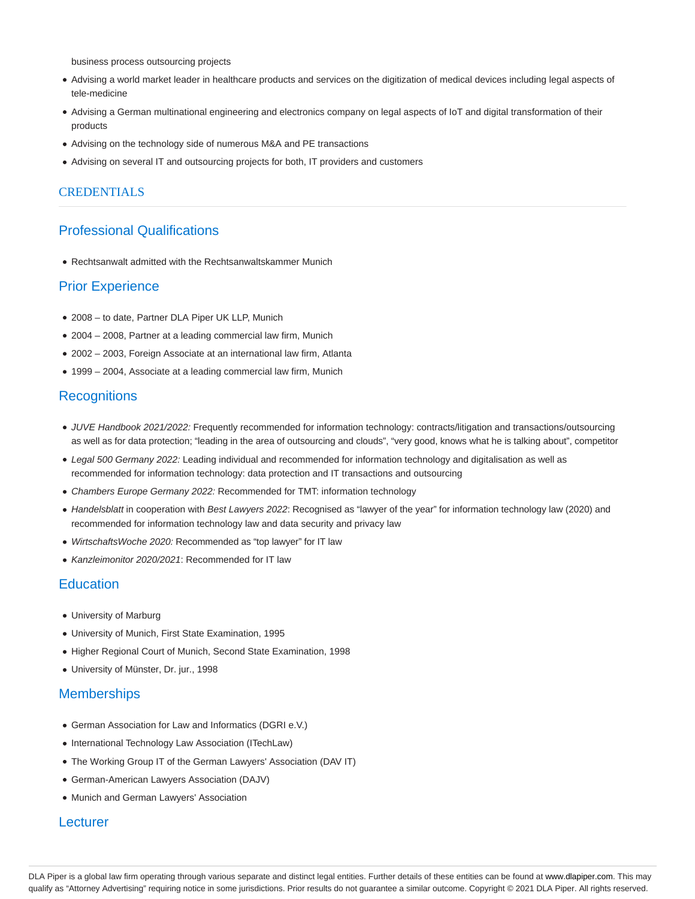business process outsourcing projects

- Advising a world market leader in healthcare products and services on the digitization of medical devices including legal aspects of tele-medicine
- Advising a German multinational engineering and electronics company on legal aspects of IoT and digital transformation of their products
- Advising on the technology side of numerous M&A and PE transactions
- Advising on several IT and outsourcing projects for both, IT providers and customers

## CREDENTIALS

### Professional Qualifications

- Rechtsanwalt admitted with the Rechtsanwaltskammer Munich

### Prior Experience

- 2008 – to date, Partner DLA Piper UK LLP, Munich
- 2004 – 2008, Partner at a leading commercial law firm, Munich
- 2002 – 2003, Foreign Associate at an international law firm, Atlanta
- 1999 – 2004, Associate at a leading commercial law firm, Munich

### Recognitions

- *JUVE Handbook 2021/2022:* Frequently recommended for information technology: contracts/litigation and transactions/outsourcing as well as for data protection; "leading in the area of outsourcing and clouds", "very good, knows what he is talking about", competitor
- *Legal 500 Germany 2022:* Leading individual and recommended for information technology and digitalisation as well as recommended for information technology: data protection and IT transactions and outsourcing
- *Chambers Europe Germany 2022:* Recommended for TMT: information technology
- *Handelsblatt* in cooperation with *Best Lawyers 2022*: Recognised as "lawyer of the year" for information technology law (2020) and recommended for information technology law and data security and privacy law
- *WirtschaftsWoche 2020:* Recommended as "top lawyer" for IT law
- *Kanzleimonitor 2020/2021*: Recommended for IT law

### Education

- University of Marburg
- University of Munich, First State Examination, 1995
- Higher Regional Court of Munich, Second State Examination, 1998
- University of Münster, Dr. jur., 1998

### Memberships

- German Association for Law and Informatics (DGRI e.V.)
- International Technology Law Association (ITechLaw)
- The Working Group IT of the German Lawyers' Association (DAV IT)
- German-American Lawyers Association (DAJV)
- Munich and German Lawyers' Association

### Lecturer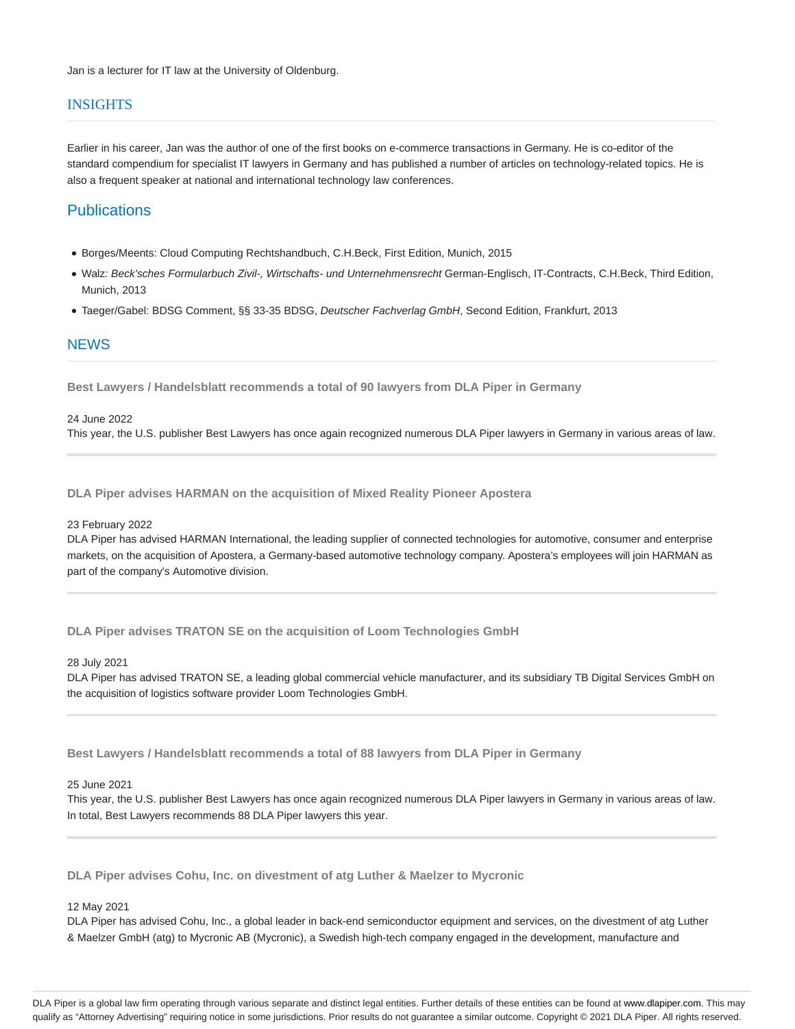Jan is a lecturer for IT law at the University of Oldenburg.

## INSIGHTS

Earlier in his career, Jan was the author of one of the first books on e-commerce transactions in Germany. He is co-editor of the standard compendium for specialist IT lawyers in Germany and has published a number of articles on technology-related topics. He is also a frequent speaker at national and international technology law conferences.

## Publications

- Borges/Meents: Cloud Computing Rechtshandbuch, C.H.Beck, First Edition, Munich, 2015
- Walz*: Beck'sches Formularbuch Zivil-, Wirtschafts- und Unternehmensrecht* German-Englisch, IT-Contracts, C.H.Beck, Third Edition, Munich, 2013
- Taeger/Gabel: BDSG Comment, §§ 33-35 BDSG, *Deutscher Fachverlag GmbH*, Second Edition, Frankfurt, 2013

## NEWS

**Best Lawyers / Handelsblatt recommends a total of 90 lawyers from DLA Piper in Germany**

24 June 2022

This year, the U.S. publisher Best Lawyers has once again recognized numerous DLA Piper lawyers in Germany in various areas of law.

**DLA Piper advises HARMAN on the acquisition of Mixed Reality Pioneer Apostera**

23 February 2022

DLA Piper has advised HARMAN International, the leading supplier of connected technologies for automotive, consumer and enterprise markets, on the acquisition of Apostera, a Germany-based automotive technology company. Apostera's employees will join HARMAN as part of the company's Automotive division.

**DLA Piper advises TRATON SE on the acquisition of Loom Technologies GmbH**

28 July 2021

DLA Piper has advised TRATON SE, a leading global commercial vehicle manufacturer, and its subsidiary TB Digital Services GmbH on the acquisition of logistics software provider Loom Technologies GmbH.

**Best Lawyers / Handelsblatt recommends a total of 88 lawyers from DLA Piper in Germany**

25 June 2021

This year, the U.S. publisher Best Lawyers has once again recognized numerous DLA Piper lawyers in Germany in various areas of law. In total, Best Lawyers recommends 88 DLA Piper lawyers this year.

**DLA Piper advises Cohu, Inc. on divestment of atg Luther & Maelzer to Mycronic**

12 May 2021

DLA Piper has advised Cohu, Inc., a global leader in back-end semiconductor equipment and services, on the divestment of atg Luther & Maelzer GmbH (atg) to Mycronic AB (Mycronic), a Swedish high-tech company engaged in the development, manufacture and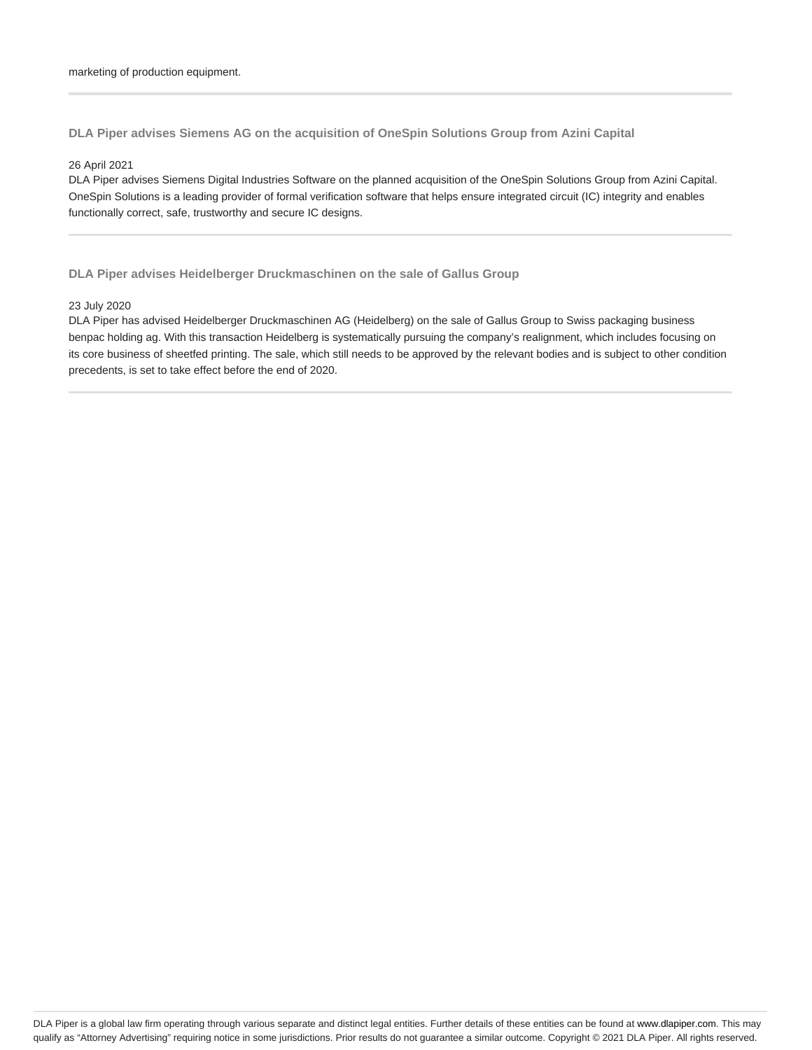marketing of production equipment.

---

### DLA Piper advises Siemens AG on the acquisition of OneSpin Solutions Group from Azini Capital

26 April 2021

DLA Piper advises Siemens Digital Industries Software on the planned acquisition of the OneSpin Solutions Group from Azini Capital. OneSpin Solutions is a leading provider of formal verification software that helps ensure integrated circuit (IC) integrity and enables functionally correct, safe, trustworthy and secure IC designs.

---

### DLA Piper advises Heidelberger Druckmaschinen on the sale of Gallus Group

23 July 2020

DLA Piper has advised Heidelberger Druckmaschinen AG (Heidelberg) on the sale of Gallus Group to Swiss packaging business benpac holding ag. With this transaction Heidelberg is systematically pursuing the company's realignment, which includes focusing on its core business of sheetfed printing. The sale, which still needs to be approved by the relevant bodies and is subject to other condition precedents, is set to take effect before the end of 2020.

---

DLA Piper is a global law firm operating through various separate and distinct legal entities. Further details of these entities can be found at www.dlapiper.com. This may qualify as "Attorney Advertising" requiring notice in some jurisdictions. Prior results do not guarantee a similar outcome. Copyright © 2021 DLA Piper. All rights reserved.